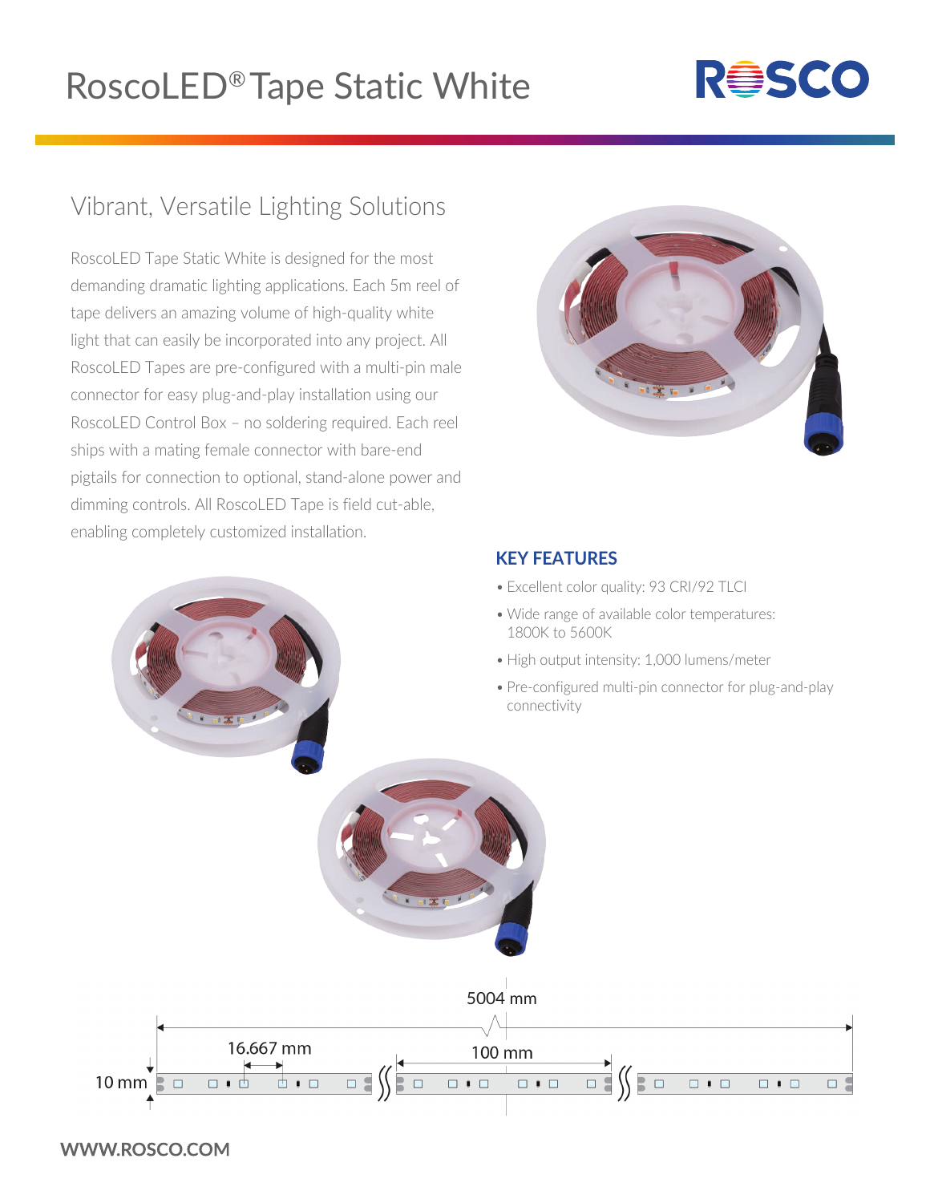# RoscoLED® Tape Static White

## Vibrant, Versatile Lighting Solutions

RoscoLED Tape Static White is designed for the most demanding dramatic lighting applications. Each 5m reel of tape delivers an amazing volume of high-quality white light that can easily be incorporated into any project. All RoscoLED Tapes are pre-configured with a multi-pin male connector for easy plug-and-play installation using our RoscoLED Control Box – no soldering required. Each reel ships with a mating female connector with bare-end pigtails for connection to optional, stand-alone power and dimming controls. All RoscoLED Tape is field cut-able, enabling completely customized installation.

### KEY FEATURES

- Excellent color quality: 93 CRI/92 TLCI
- Wide range of available color temperatures: 1800K to 5600K
- High output intensity: 1,000 lumens/meter
- Pre-configured multi-pin connector for plug-and-play connectivity

5004 mm

16.667 mm

100 mm

10 mm

**WWW.ROSCO.COM**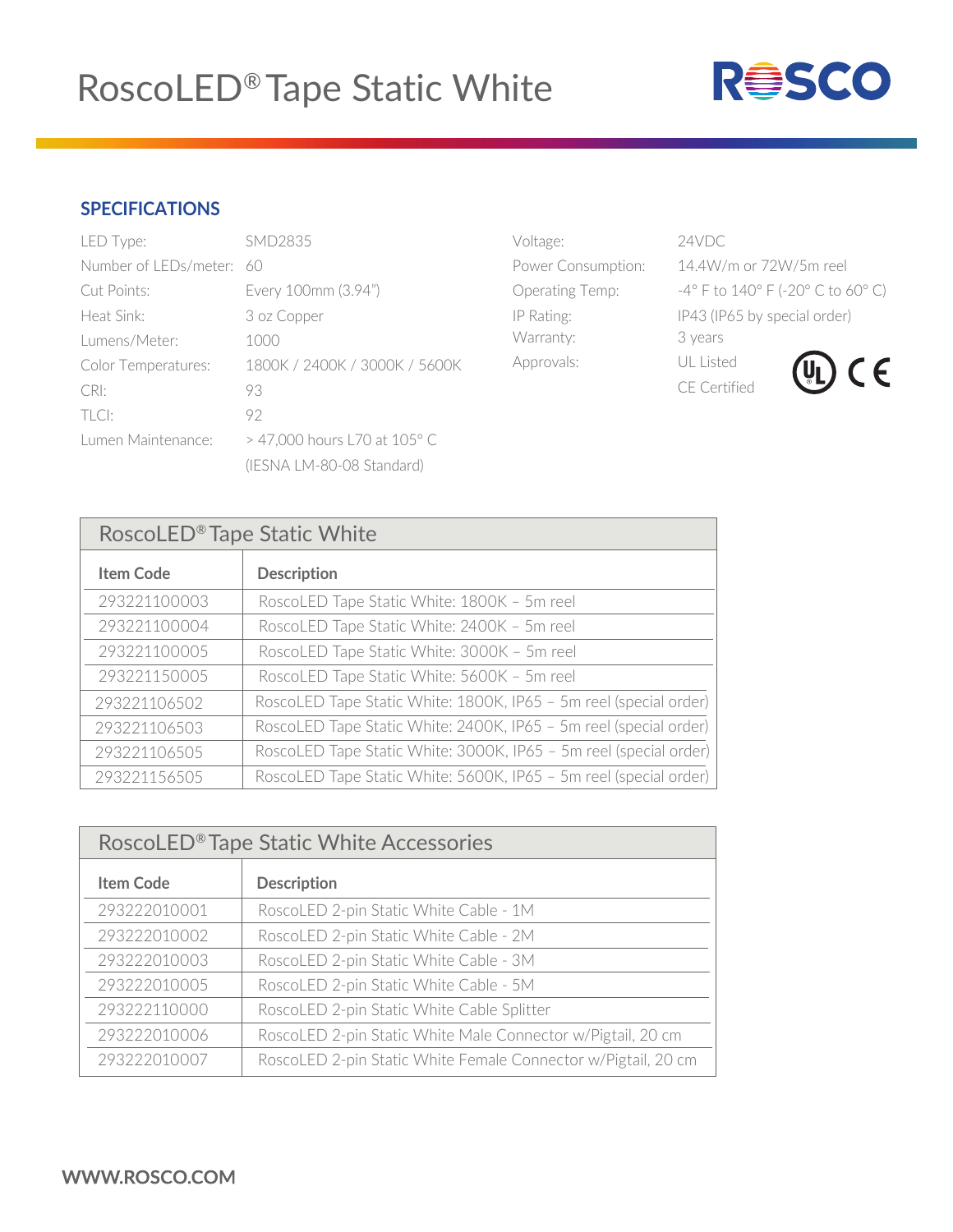# RoscoLED® Tape Static White

## SPECIFICATIONS

| | |
|---|---|
| LED Type: | SMD2835 |
| Number of LEDs/meter: | 60 |
| Cut Points: | Every 100mm (3.94") |
| Heat Sink: | 3 oz Copper |
| Lumens/Meter: | 1000 |
| Color Temperatures: | 1800K / 2400K / 3000K / 5600K |
| CRI: | 93 |
| TLCI: | 92 |
| Lumen Maintenance: | > 47,000 hours L70 at 105° C (IESNA LM-80-08 Standard) |
| Voltage: | 24VDC |
| Power Consumption: | 14.4W/m or 72W/5m reel |
| Operating Temp: | -4° F to 140° F (-20° C to 60° C) |
| IP Rating: | IP43 (IP65 by special order) |
| Warranty: | 3 years |
| Approvals: | UL Listed<br>CE Certified |

## RoscoLED® Tape Static White

| Item Code | Description |
|---|---|
| 293221100003 | RoscoLED Tape Static White: 1800K – 5m reel |
| 293221100004 | RoscoLED Tape Static White: 2400K – 5m reel |
| 293221100005 | RoscoLED Tape Static White: 3000K – 5m reel |
| 293221150005 | RoscoLED Tape Static White: 5600K – 5m reel |
| 293221106502 | RoscoLED Tape Static White: 1800K, IP65 – 5m reel (special order) |
| 293221106503 | RoscoLED Tape Static White: 2400K, IP65 – 5m reel (special order) |
| 293221106505 | RoscoLED Tape Static White: 3000K, IP65 – 5m reel (special order) |
| 293221156505 | RoscoLED Tape Static White: 5600K, IP65 – 5m reel (special order) |

## RoscoLED® Tape Static White Accessories

| Item Code | Description |
|---|---|
| 293222010001 | RoscoLED 2-pin Static White Cable - 1M |
| 293222010002 | RoscoLED 2-pin Static White Cable - 2M |
| 293222010003 | RoscoLED 2-pin Static White Cable - 3M |
| 293222010005 | RoscoLED 2-pin Static White Cable - 5M |
| 293222110000 | RoscoLED 2-pin Static White Cable Splitter |
| 293222010006 | RoscoLED 2-pin Static White Male Connector w/Pigtail, 20 cm |
| 293222010007 | RoscoLED 2-pin Static White Female Connector w/Pigtail, 20 cm |

**WWW.ROSCO.COM**